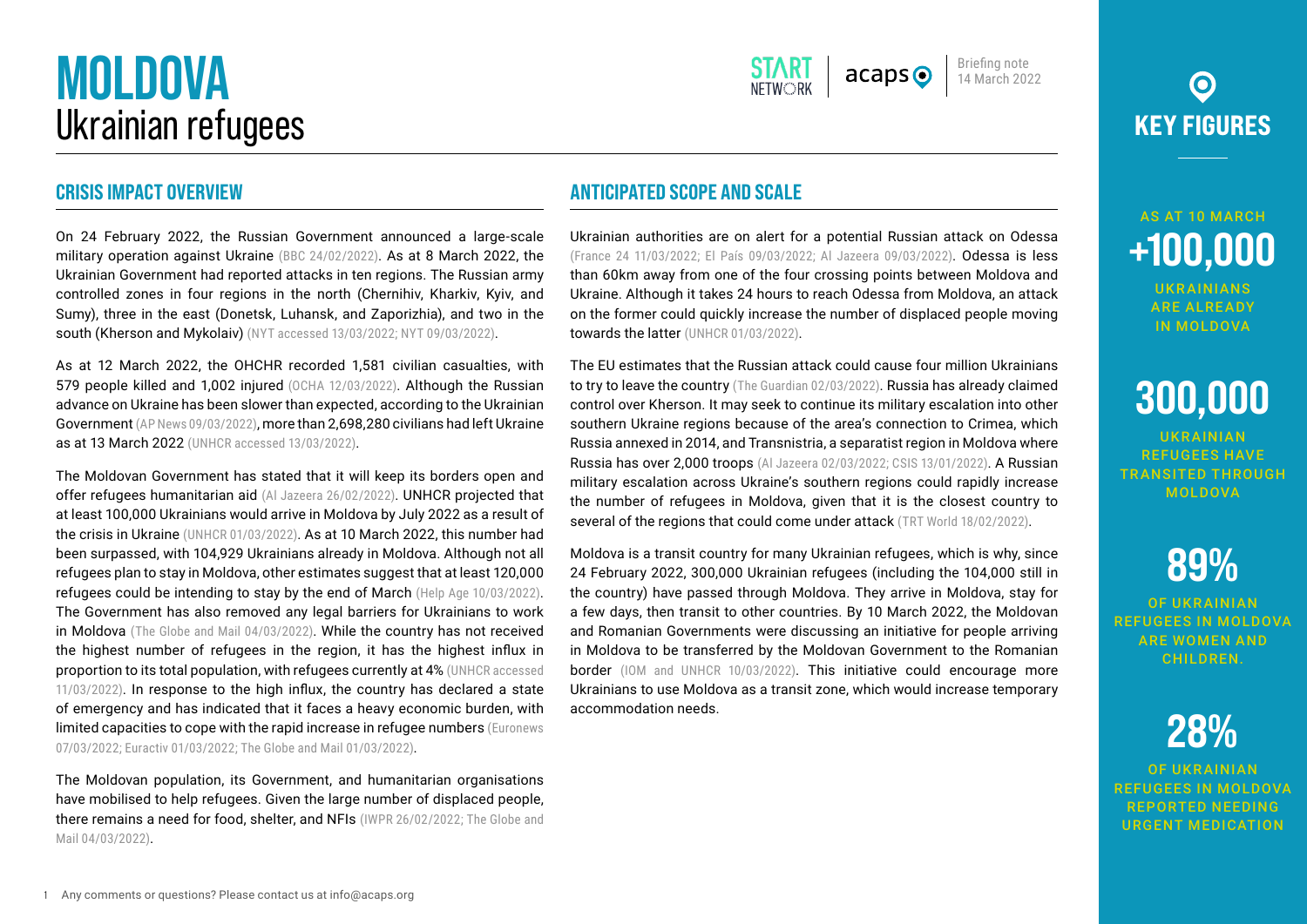# MOLDOVA
## Ukrainian refugees

Briefing note
14 March 2022

## CRISIS IMPACT OVERVIEW

On 24 February 2022, the Russian Government announced a large-scale military operation against Ukraine (BBC 24/02/2022). As at 8 March 2022, the Ukrainian Government had reported attacks in ten regions. The Russian army controlled zones in four regions in the north (Chernihiv, Kharkiv, Kyiv, and Sumy), three in the east (Donetsk, Luhansk, and Zaporizhia), and two in the south (Kherson and Mykolaiv) (NYT accessed 13/03/2022; NYT 09/03/2022).

As at 12 March 2022, the OHCHR recorded 1,581 civilian casualties, with 579 people killed and 1,002 injured (OCHA 12/03/2022). Although the Russian advance on Ukraine has been slower than expected, according to the Ukrainian Government (AP News 09/03/2022), more than 2,698,280 civilians had left Ukraine as at 13 March 2022 (UNHCR accessed 13/03/2022).

The Moldovan Government has stated that it will keep its borders open and offer refugees humanitarian aid (Al Jazeera 26/02/2022). UNHCR projected that at least 100,000 Ukrainians would arrive in Moldova by July 2022 as a result of the crisis in Ukraine (UNHCR 01/03/2022). As at 10 March 2022, this number had been surpassed, with 104,929 Ukrainians already in Moldova. Although not all refugees plan to stay in Moldova, other estimates suggest that at least 120,000 refugees could be intending to stay by the end of March (Help Age 10/03/2022). The Government has also removed any legal barriers for Ukrainians to work in Moldova (The Globe and Mail 04/03/2022). While the country has not received the highest number of refugees in the region, it has the highest influx in proportion to its total population, with refugees currently at 4% (UNHCR accessed 11/03/2022). In response to the high influx, the country has declared a state of emergency and has indicated that it faces a heavy economic burden, with limited capacities to cope with the rapid increase in refugee numbers (Euronews 07/03/2022; Euractiv 01/03/2022; The Globe and Mail 01/03/2022).

The Moldovan population, its Government, and humanitarian organisations have mobilised to help refugees. Given the large number of displaced people, there remains a need for food, shelter, and NFIs (IWPR 26/02/2022; The Globe and Mail 04/03/2022).

## ANTICIPATED SCOPE AND SCALE

Ukrainian authorities are on alert for a potential Russian attack on Odessa (France 24 11/03/2022; El País 09/03/2022; Al Jazeera 09/03/2022). Odessa is less than 60km away from one of the four crossing points between Moldova and Ukraine. Although it takes 24 hours to reach Odessa from Moldova, an attack on the former could quickly increase the number of displaced people moving towards the latter (UNHCR 01/03/2022).

The EU estimates that the Russian attack could cause four million Ukrainians to try to leave the country (The Guardian 02/03/2022). Russia has already claimed control over Kherson. It may seek to continue its military escalation into other southern Ukraine regions because of the area's connection to Crimea, which Russia annexed in 2014, and Transnistria, a separatist region in Moldova where Russia has over 2,000 troops (Al Jazeera 02/03/2022; CSIS 13/01/2022). A Russian military escalation across Ukraine's southern regions could rapidly increase the number of refugees in Moldova, given that it is the closest country to several of the regions that could come under attack (TRT World 18/02/2022).

Moldova is a transit country for many Ukrainian refugees, which is why, since 24 February 2022, 300,000 Ukrainian refugees (including the 104,000 still in the country) have passed through Moldova. They arrive in Moldova, stay for a few days, then transit to other countries. By 10 March 2022, the Moldovan and Romanian Governments were discussing an initiative for people arriving in Moldova to be transferred by the Moldovan Government to the Romanian border (IOM and UNHCR 10/03/2022). This initiative could encourage more Ukrainians to use Moldova as a transit zone, which would increase temporary accommodation needs.

## KEY FIGURES

AS AT 10 MARCH **+100,000** UKRAINIANS ARE ALREADY IN MOLDOVA

**300,000** UKRAINIAN REFUGEES HAVE TRANSITED THROUGH MOLDOVA

**89%** OF UKRAINIAN REFUGEES IN MOLDOVA ARE WOMEN AND CHILDREN.

**28%** OF UKRAINIAN REFUGEES IN MOLDOVA REPORTED NEEDING URGENT MEDICATION

Any comments or questions? Please contact us at info@acaps.org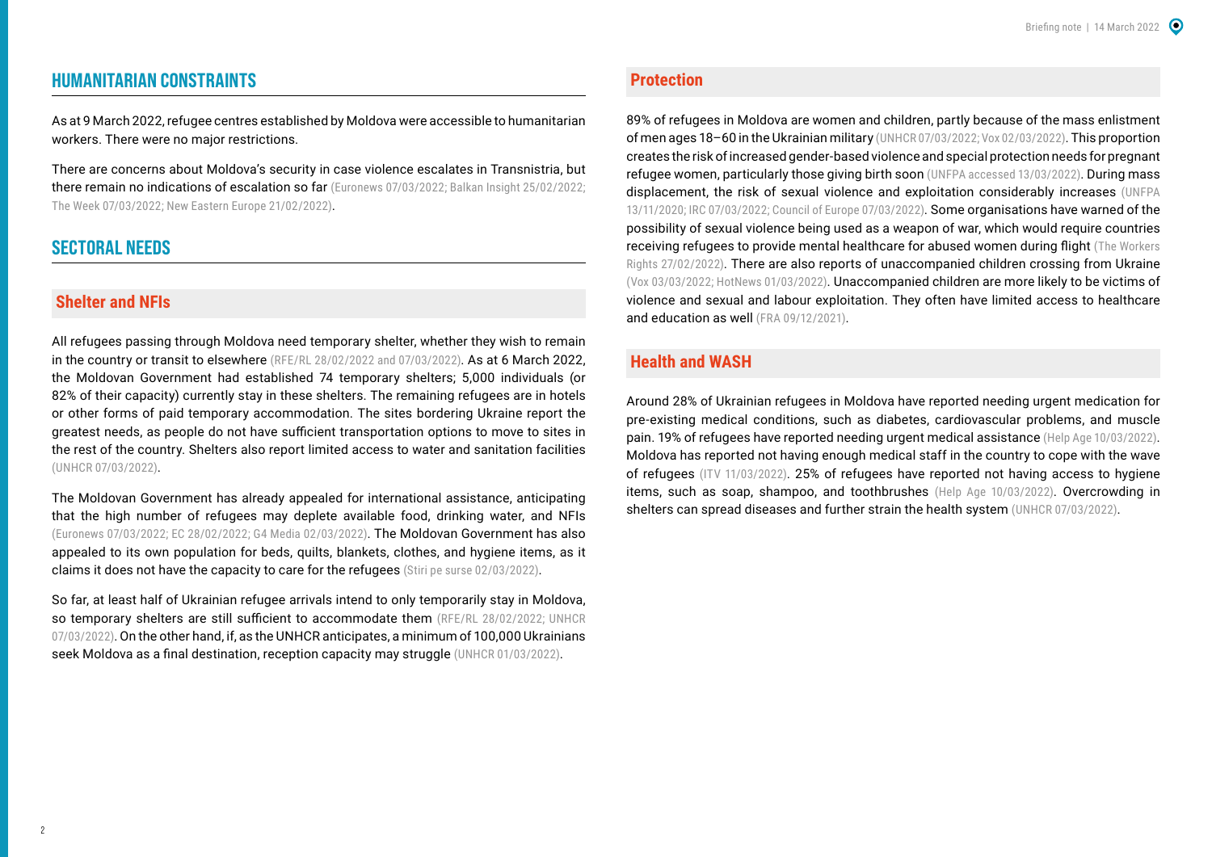## HUMANITARIAN CONSTRAINTS

As at 9 March 2022, refugee centres established by Moldova were accessible to humanitarian workers. There were no major restrictions.

There are concerns about Moldova's security in case violence escalates in Transnistria, but there remain no indications of escalation so far (Euronews 07/03/2022; Balkan Insight 25/02/2022; The Week 07/03/2022; New Eastern Europe 21/02/2022).

## SECTORAL NEEDS

### Shelter and NFIs

All refugees passing through Moldova need temporary shelter, whether they wish to remain in the country or transit to elsewhere (RFE/RL 28/02/2022 and 07/03/2022). As at 6 March 2022, the Moldovan Government had established 74 temporary shelters; 5,000 individuals (or 82% of their capacity) currently stay in these shelters. The remaining refugees are in hotels or other forms of paid temporary accommodation. The sites bordering Ukraine report the greatest needs, as people do not have sufficient transportation options to move to sites in the rest of the country. Shelters also report limited access to water and sanitation facilities (UNHCR 07/03/2022).

The Moldovan Government has already appealed for international assistance, anticipating that the high number of refugees may deplete available food, drinking water, and NFIs (Euronews 07/03/2022; EC 28/02/2022; G4 Media 02/03/2022). The Moldovan Government has also appealed to its own population for beds, quilts, blankets, clothes, and hygiene items, as it claims it does not have the capacity to care for the refugees (Stiri pe surse 02/03/2022).

So far, at least half of Ukrainian refugee arrivals intend to only temporarily stay in Moldova, so temporary shelters are still sufficient to accommodate them (RFE/RL 28/02/2022; UNHCR 07/03/2022). On the other hand, if, as the UNHCR anticipates, a minimum of 100,000 Ukrainians seek Moldova as a final destination, reception capacity may struggle (UNHCR 01/03/2022).

### Protection

89% of refugees in Moldova are women and children, partly because of the mass enlistment of men ages 18–60 in the Ukrainian military (UNHCR 07/03/2022; Vox 02/03/2022). This proportion creates the risk of increased gender-based violence and special protection needs for pregnant refugee women, particularly those giving birth soon (UNFPA accessed 13/03/2022). During mass displacement, the risk of sexual violence and exploitation considerably increases (UNFPA 13/11/2020; IRC 07/03/2022; Council of Europe 07/03/2022). Some organisations have warned of the possibility of sexual violence being used as a weapon of war, which would require countries receiving refugees to provide mental healthcare for abused women during flight (The Workers Rights 27/02/2022). There are also reports of unaccompanied children crossing from Ukraine (Vox 03/03/2022; HotNews 01/03/2022). Unaccompanied children are more likely to be victims of violence and sexual and labour exploitation. They often have limited access to healthcare and education as well (FRA 09/12/2021).

### Health and WASH

Around 28% of Ukrainian refugees in Moldova have reported needing urgent medication for pre-existing medical conditions, such as diabetes, cardiovascular problems, and muscle pain. 19% of refugees have reported needing urgent medical assistance (Help Age 10/03/2022). Moldova has reported not having enough medical staff in the country to cope with the wave of refugees (ITV 11/03/2022). 25% of refugees have reported not having access to hygiene items, such as soap, shampoo, and toothbrushes (Help Age 10/03/2022). Overcrowding in shelters can spread diseases and further strain the health system (UNHCR 07/03/2022).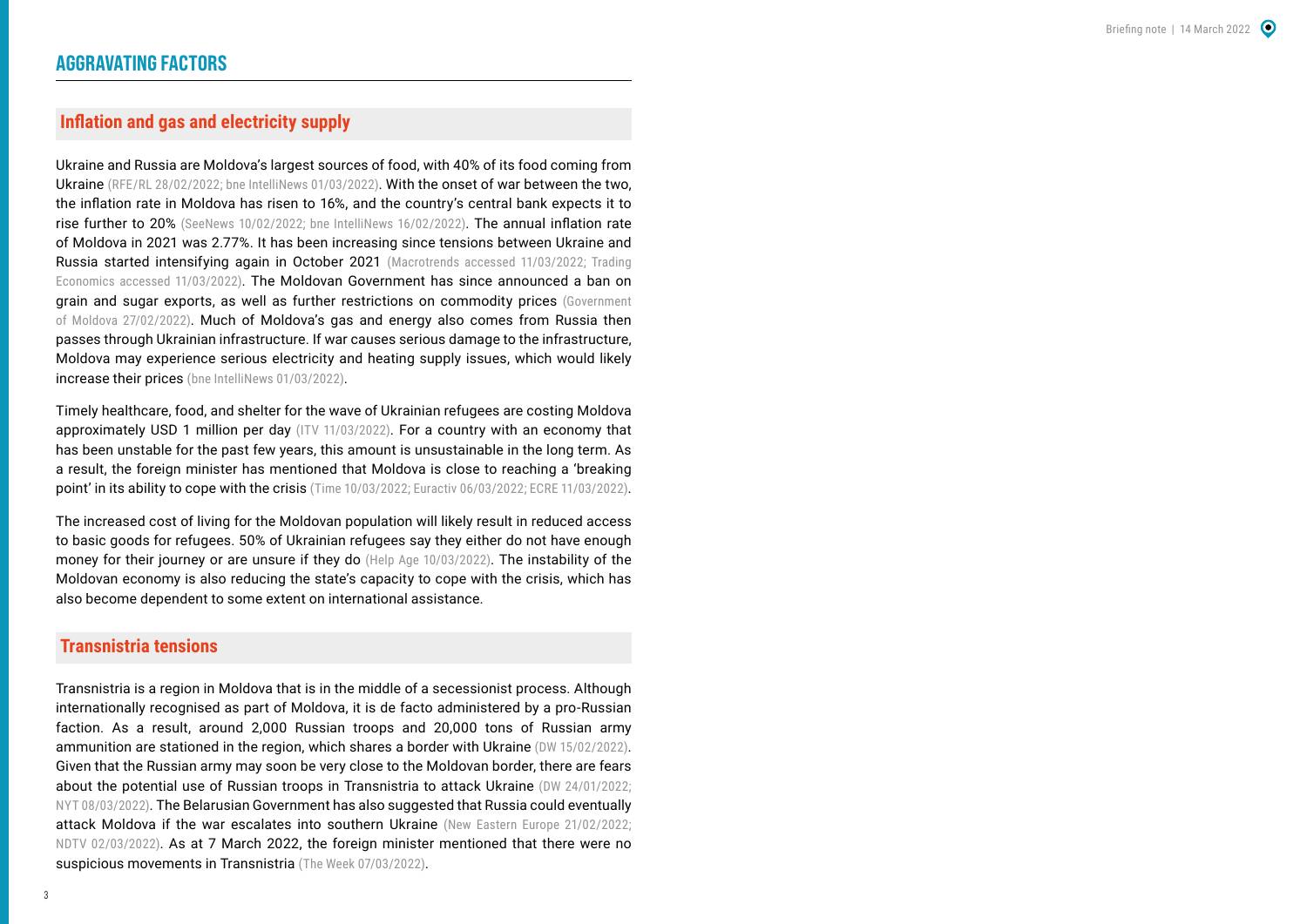## AGGRAVATING FACTORS

### Inflation and gas and electricity supply

Ukraine and Russia are Moldova's largest sources of food, with 40% of its food coming from Ukraine (RFE/RL 28/02/2022; bne IntelliNews 01/03/2022). With the onset of war between the two, the inflation rate in Moldova has risen to 16%, and the country's central bank expects it to rise further to 20% (SeeNews 10/02/2022; bne IntelliNews 16/02/2022). The annual inflation rate of Moldova in 2021 was 2.77%. It has been increasing since tensions between Ukraine and Russia started intensifying again in October 2021 (Macrotrends accessed 11/03/2022; Trading Economics accessed 11/03/2022). The Moldovan Government has since announced a ban on grain and sugar exports, as well as further restrictions on commodity prices (Government of Moldova 27/02/2022). Much of Moldova's gas and energy also comes from Russia then passes through Ukrainian infrastructure. If war causes serious damage to the infrastructure, Moldova may experience serious electricity and heating supply issues, which would likely increase their prices (bne IntelliNews 01/03/2022).

Timely healthcare, food, and shelter for the wave of Ukrainian refugees are costing Moldova approximately USD 1 million per day (ITV 11/03/2022). For a country with an economy that has been unstable for the past few years, this amount is unsustainable in the long term. As a result, the foreign minister has mentioned that Moldova is close to reaching a 'breaking point' in its ability to cope with the crisis (Time 10/03/2022; Euractiv 06/03/2022; ECRE 11/03/2022).

The increased cost of living for the Moldovan population will likely result in reduced access to basic goods for refugees. 50% of Ukrainian refugees say they either do not have enough money for their journey or are unsure if they do (Help Age 10/03/2022). The instability of the Moldovan economy is also reducing the state's capacity to cope with the crisis, which has also become dependent to some extent on international assistance.

### Transnistria tensions

Transnistria is a region in Moldova that is in the middle of a secessionist process. Although internationally recognised as part of Moldova, it is de facto administered by a pro-Russian faction. As a result, around 2,000 Russian troops and 20,000 tons of Russian army ammunition are stationed in the region, which shares a border with Ukraine (DW 15/02/2022). Given that the Russian army may soon be very close to the Moldovan border, there are fears about the potential use of Russian troops in Transnistria to attack Ukraine (DW 24/01/2022; NYT 08/03/2022). The Belarusian Government has also suggested that Russia could eventually attack Moldova if the war escalates into southern Ukraine (New Eastern Europe 21/02/2022; NDTV 02/03/2022). As at 7 March 2022, the foreign minister mentioned that there were no suspicious movements in Transnistria (The Week 07/03/2022).